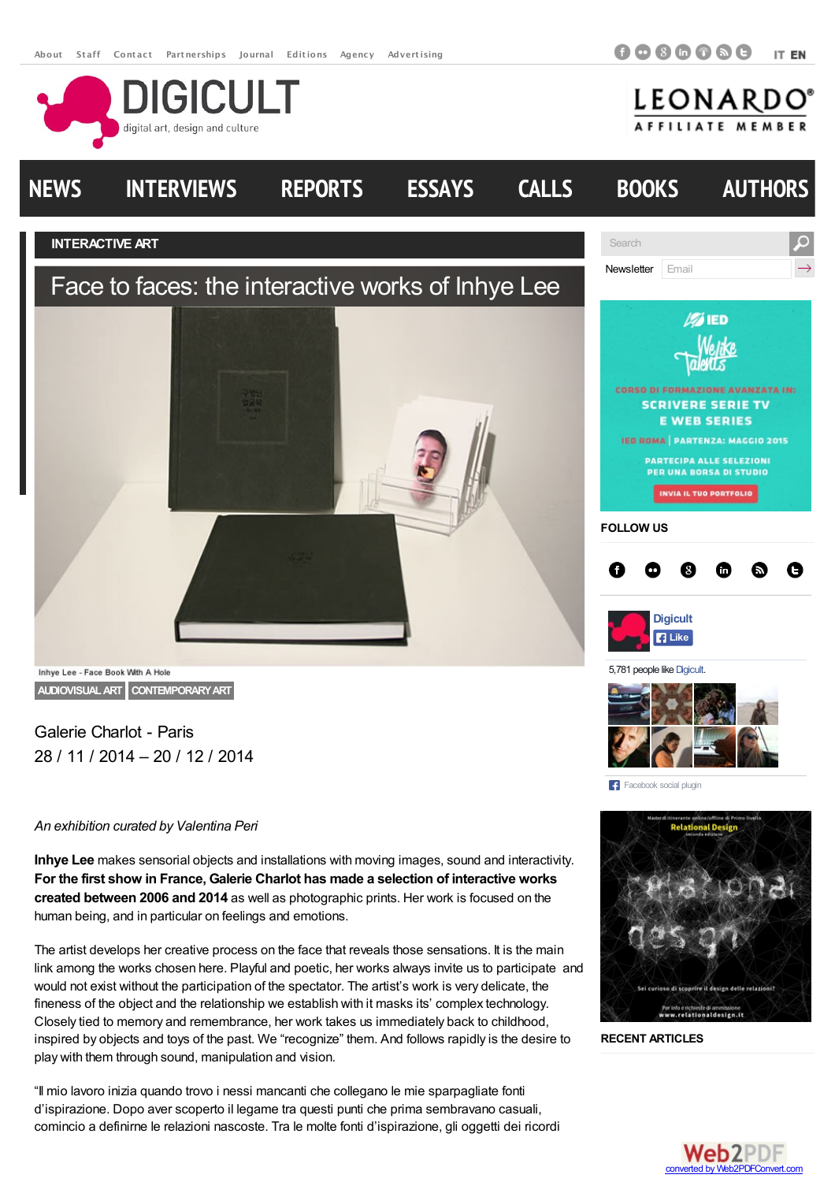INTERACTIVE ART

# Face to faces: the interactive works of Inhye Lee

Inhye Lee - Face Book With A Hole

AUDIOVISUAL ART CONTEMPORARY ART

Galerie Charlot - Paris
28 / 11 / 2014 – 20 / 12 / 2014

*An exhibition curated by Valentina Peri*

**Inhye Lee** makes sensorial objects and installations with moving images, sound and interactivity. **For the first show in France, Galerie Charlot has made a selection of interactive works created between 2006 and 2014** as well as photographic prints. Her work is focused on the human being, and in particular on feelings and emotions.

The artist develops her creative process on the face that reveals those sensations. It is the main link among the works chosen here. Playful and poetic, her works always invite us to participate and would not exist without the participation of the spectator. The artist's work is very delicate, the fineness of the object and the relationship we establish with it masks its' complex technology. Closely tied to memory and remembrance, her work takes us immediately back to childhood, inspired by objects and toys of the past. We "recognize" them. And follows rapidly is the desire to play with them through sound, manipulation and vision.

"Il mio lavoro inizia quando trovo i nessi mancanti che collegano le mie sparpagliate fonti d'ispirazione. Dopo aver scoperto il legame tra questi punti che prima sembravano casuali, comincio a definirne le relazioni nascoste. Tra le molte fonti d'ispirazione, gli oggetti dei ricordi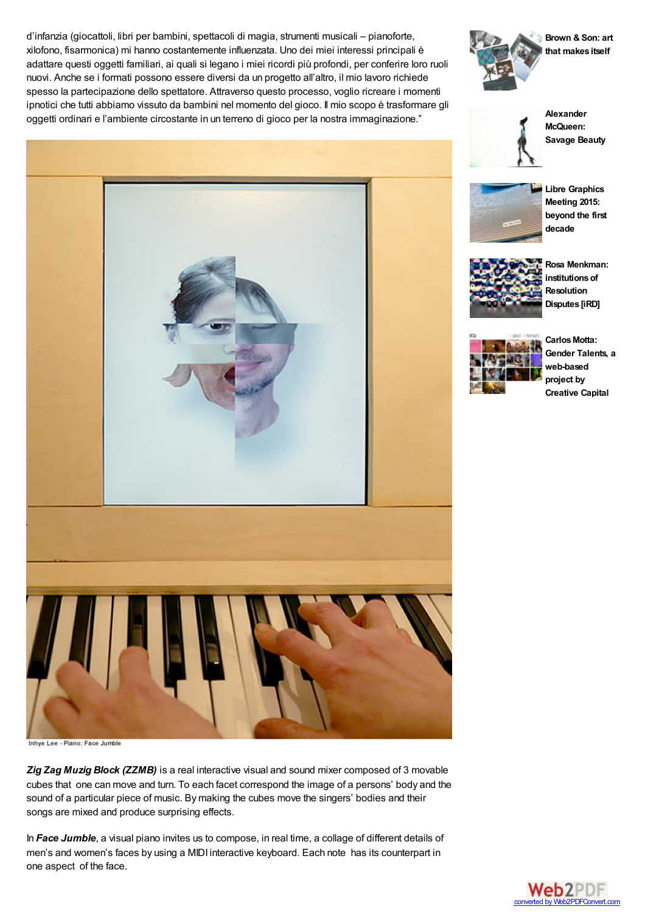d'infanzia (giocattoli, libri per bambini, spettacoli di magia, strumenti musicali – pianoforte, xilofono, fisarmonica) mi hanno costantemente influenzata. Uno dei miei interessi principali è adattare questi oggetti familiari, ai quali si legano i miei ricordi più profondi, per conferire loro ruoli nuovi. Anche se i formati possono essere diversi da un progetto all'altro, il mio lavoro richiede spesso la partecipazione dello spettatore. Attraverso questo processo, voglio ricreare i momenti ipnotici che tutti abbiamo vissuto da bambini nel momento del gioco. Il mio scopo è trasformare gli oggetti ordinari e l'ambiente circostante in un terreno di gioco per la nostra immaginazione."

Inhye Lee - Piano: Face Jumble

***Zig Zag Muzig Block (ZZMB)*** is a real interactive visual and sound mixer composed of 3 movable cubes that one can move and turn. To each facet correspond the image of a persons' body and the sound of a particular piece of music. By making the cubes move the singers' bodies and their songs are mixed and produce surprising effects.

In ***Face Jumble***, a visual piano invites us to compose, in real time, a collage of different details of men's and women's faces by using a MIDI interactive keyboard. Each note has its counterpart in one aspect of the face.

Brown & Son: art that makes itself

Alexander McQueen: Savage Beauty

Libre Graphics Meeting 2015: beyond the first decade

Rosa Menkman: institutions of Resolution Disputes [iRD]

Carlos Motta: Gender Talents, a web-based project by Creative Capital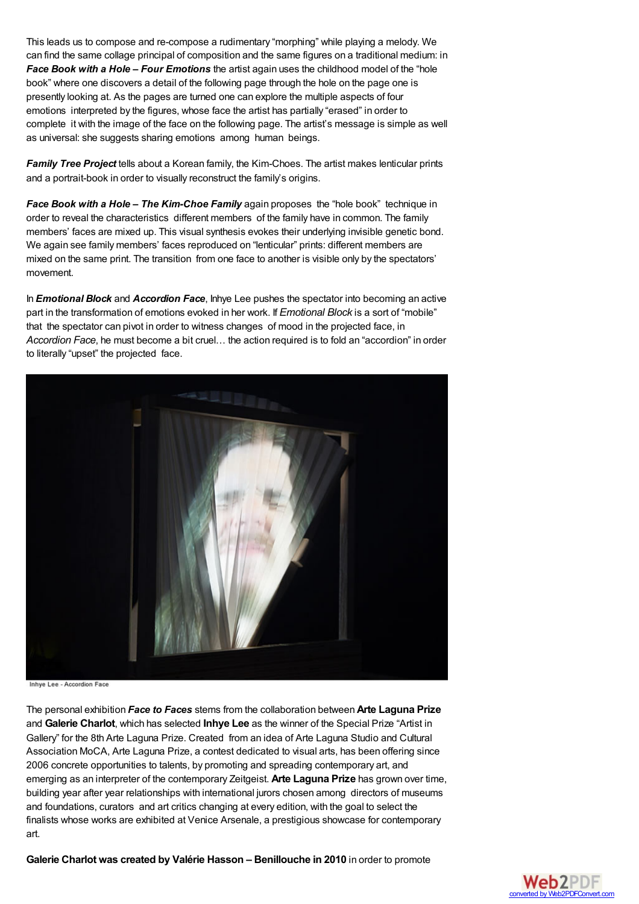This leads us to compose and re-compose a rudimentary "morphing" while playing a melody. We can find the same collage principal of composition and the same figures on a traditional medium: in ***Face Book with a Hole – Four Emotions*** the artist again uses the childhood model of the "hole book" where one discovers a detail of the following page through the hole on the page one is presently looking at. As the pages are turned one can explore the multiple aspects of four emotions interpreted by the figures, whose face the artist has partially "erased" in order to complete it with the image of the face on the following page. The artist's message is simple as well as universal: she suggests sharing emotions among human beings.

***Family Tree Project*** tells about a Korean family, the Kim-Choes. The artist makes lenticular prints and a portrait-book in order to visually reconstruct the family's origins.

***Face Book with a Hole – The Kim-Choe Family*** again proposes the "hole book" technique in order to reveal the characteristics different members of the family have in common. The family members' faces are mixed up. This visual synthesis evokes their underlying invisible genetic bond. We again see family members' faces reproduced on "lenticular" prints: different members are mixed on the same print. The transition from one face to another is visible only by the spectators' movement.

In ***Emotional Block*** and ***Accordion Face***, Inhye Lee pushes the spectator into becoming an active part in the transformation of emotions evoked in her work. If *Emotional Block* is a sort of "mobile" that the spectator can pivot in order to witness changes of mood in the projected face, in *Accordion Face*, he must become a bit cruel… the action required is to fold an "accordion" in order to literally "upset" the projected face.

Inhye Lee - Accordion Face

The personal exhibition ***Face to Faces*** stems from the collaboration between **Arte Laguna Prize** and **Galerie Charlot**, which has selected **Inhye Lee** as the winner of the Special Prize "Artist in Gallery" for the 8th Arte Laguna Prize. Created from an idea of Arte Laguna Studio and Cultural Association MoCA, Arte Laguna Prize, a contest dedicated to visual arts, has been offering since 2006 concrete opportunities to talents, by promoting and spreading contemporary art, and emerging as an interpreter of the contemporary Zeitgeist. **Arte Laguna Prize** has grown over time, building year after year relationships with international jurors chosen among directors of museums and foundations, curators and art critics changing at every edition, with the goal to select the finalists whose works are exhibited at Venice Arsenale, a prestigious showcase for contemporary art.

**Galerie Charlot was created by Valérie Hasson – Benillouche in 2010** in order to promote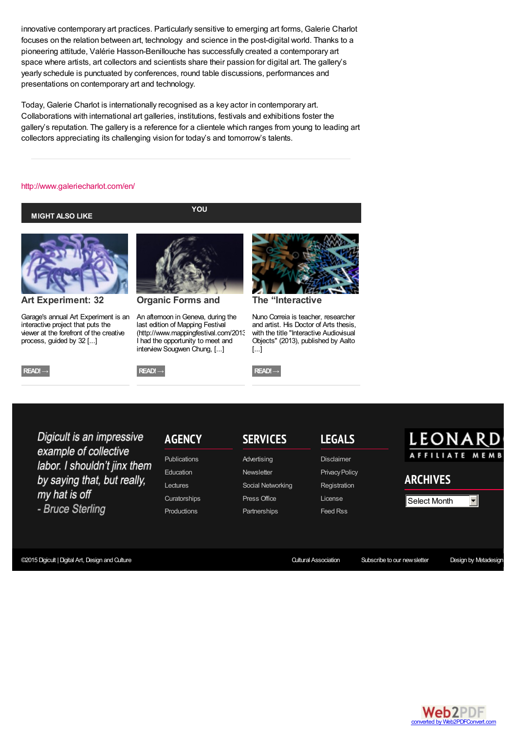innovative contemporary art practices. Particularly sensitive to emerging art forms, Galerie Charlot focuses on the relation between art, technology and science in the post-digital world. Thanks to a pioneering attitude, Valérie Hasson-Benillouche has successfully created a contemporary art space where artists, art collectors and scientists share their passion for digital art. The gallery's yearly schedule is punctuated by conferences, round table discussions, performances and presentations on contemporary art and technology.

Today, Galerie Charlot is internationally recognised as a key actor in contemporary art. Collaborations with international art galleries, institutions, festivals and exhibitions foster the gallery's reputation. The gallery is a reference for a clientele which ranges from young to leading art collectors appreciating its challenging vision for today's and tomorrow's talents.

---

http://www.galeriecharlot.com/en/

## YOU MIGHT ALSO LIKE

### Art Experiment: 32

Garage's annual Art Experiment is an interactive project that puts the viewer at the forefront of the creative process, guided by 32 [...]

READ! →

### Organic Forms and

An afternoon in Geneva, during the last edition of Mapping Festival (http://www.mappingfestival.com/2013 I had the opportunity to meet and interview Sougwen Chung, [...]

READ! →

### The "Interactive

Nuno Correia is teacher, researcher and artist. His Doctor of Arts thesis, with the title "Interactive Audiovisual Objects" (2013), published by Aalto [...]

READ! →

*Digicult is an impressive example of collective labor. I shouldn't jinx them by saying that, but really, my hat is off*
*- Bruce Sterling*

**AGENCY**
- Publications
- Education
- Lectures
- Curatorships
- Productions

**SERVICES**
- Advertising
- Newsletter
- Social Networking
- Press Office
- Partnerships

**LEGALS**
- Disclaimer
- Privacy Policy
- Registration
- License
- Feed Rss

LEONARD AFFILIATE MEMB

**ARCHIVES**

Select Month

©2015 Digicult | Digital Art, Design and Culture

Cultural Association

Subscribe to our newsletter

Design by Metadesign